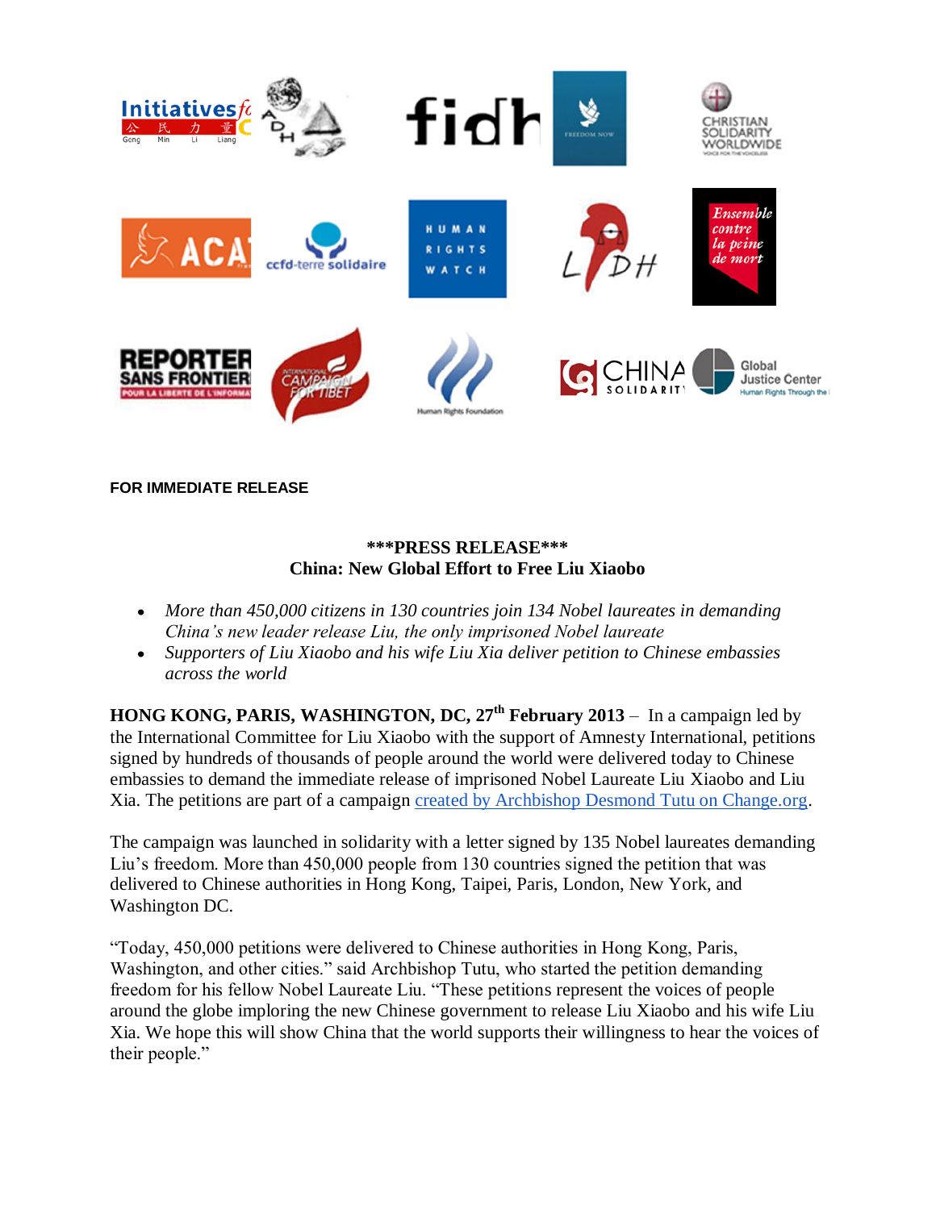**FOR IMMEDIATE RELEASE**

**\*\*\*PRESS RELEASE\*\*\***
**China: New Global Effort to Free Liu Xiaobo**

- *More than 450,000 citizens in 130 countries join 134 Nobel laureates in demanding China's new leader release Liu, the only imprisoned Nobel laureate*
- *Supporters of Liu Xiaobo and his wife Liu Xia deliver petition to Chinese embassies across the world*

**HONG KONG, PARIS, WASHINGTON, DC, 27th February 2013** – In a campaign led by the International Committee for Liu Xiaobo with the support of Amnesty International, petitions signed by hundreds of thousands of people around the world were delivered today to Chinese embassies to demand the immediate release of imprisoned Nobel Laureate Liu Xiaobo and Liu Xia. The petitions are part of a campaign created by Archbishop Desmond Tutu on Change.org.

The campaign was launched in solidarity with a letter signed by 135 Nobel laureates demanding Liu's freedom. More than 450,000 people from 130 countries signed the petition that was delivered to Chinese authorities in Hong Kong, Taipei, Paris, London, New York, and Washington DC.

"Today, 450,000 petitions were delivered to Chinese authorities in Hong Kong, Paris, Washington, and other cities." said Archbishop Tutu, who started the petition demanding freedom for his fellow Nobel Laureate Liu. "These petitions represent the voices of people around the globe imploring the new Chinese government to release Liu Xiaobo and his wife Liu Xia. We hope this will show China that the world supports their willingness to hear the voices of their people."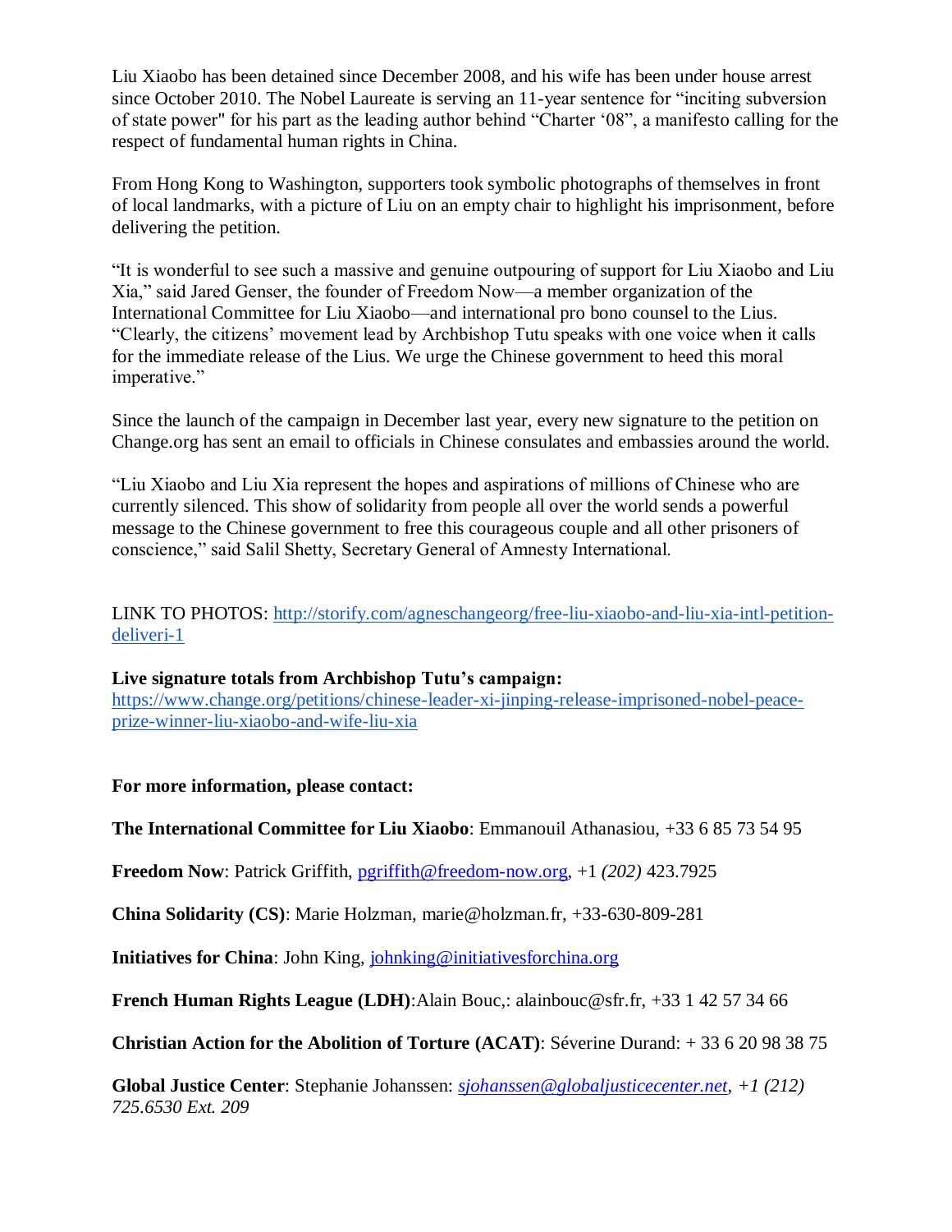Liu Xiaobo has been detained since December 2008, and his wife has been under house arrest since October 2010. The Nobel Laureate is serving an 11-year sentence for "inciting subversion of state power" for his part as the leading author behind "Charter '08", a manifesto calling for the respect of fundamental human rights in China.

From Hong Kong to Washington, supporters took symbolic photographs of themselves in front of local landmarks, with a picture of Liu on an empty chair to highlight his imprisonment, before delivering the petition.

"It is wonderful to see such a massive and genuine outpouring of support for Liu Xiaobo and Liu Xia," said Jared Genser, the founder of Freedom Now—a member organization of the International Committee for Liu Xiaobo—and international pro bono counsel to the Lius. "Clearly, the citizens' movement lead by Archbishop Tutu speaks with one voice when it calls for the immediate release of the Lius. We urge the Chinese government to heed this moral imperative."

Since the launch of the campaign in December last year, every new signature to the petition on Change.org has sent an email to officials in Chinese consulates and embassies around the world.

"Liu Xiaobo and Liu Xia represent the hopes and aspirations of millions of Chinese who are currently silenced. This show of solidarity from people all over the world sends a powerful message to the Chinese government to free this courageous couple and all other prisoners of conscience," said Salil Shetty, Secretary General of Amnesty International.

LINK TO PHOTOS: http://storify.com/agneschangeorg/free-liu-xiaobo-and-liu-xia-intl-petition-deliveri-1

**Live signature totals from Archbishop Tutu's campaign:**
https://www.change.org/petitions/chinese-leader-xi-jinping-release-imprisoned-nobel-peace-prize-winner-liu-xiaobo-and-wife-liu-xia

**For more information, please contact:**

**The International Committee for Liu Xiaobo**: Emmanouil Athanasiou, +33 6 85 73 54 95

**Freedom Now**: Patrick Griffith, pgriffith@freedom-now.org, +1 *(202)* 423.7925

**China Solidarity (CS)**: Marie Holzman, marie@holzman.fr, +33-630-809-281

**Initiatives for China**: John King, johnking@initiativesforchina.org

**French Human Rights League (LDH)**:Alain Bouc,: alainbouc@sfr.fr, +33 1 42 57 34 66

**Christian Action for the Abolition of Torture (ACAT)**: Séverine Durand: + 33 6 20 98 38 75

**Global Justice Center**: Stephanie Johanssen: *sjohanssen@globaljusticecenter.net, +1 (212) 725.6530 Ext. 209*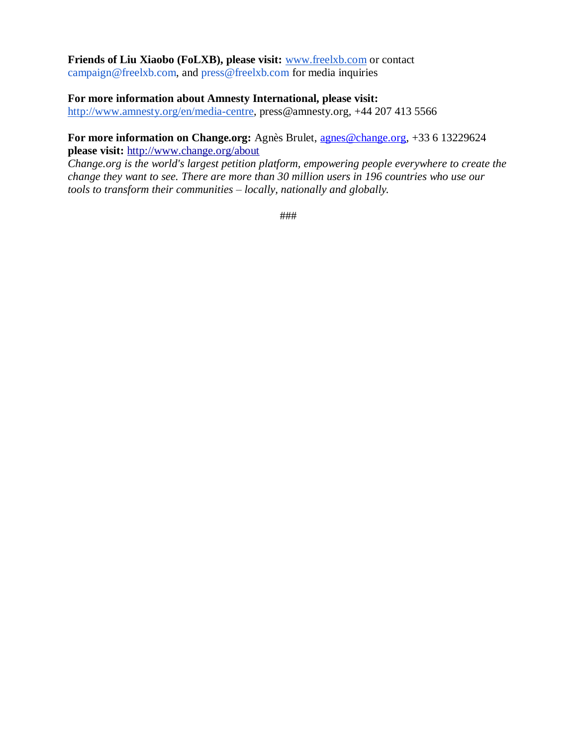**Friends of Liu Xiaobo (FoLXB), please visit:** www.freelxb.com or contact campaign@freelxb.com, and press@freelxb.com for media inquiries

**For more information about Amnesty International, please visit:**
http://www.amnesty.org/en/media-centre, press@amnesty.org, +44 207 413 5566

**For more information on Change.org:** Agnès Brulet, agnes@change.org, +33 6 13229624
**please visit:** http://www.change.org/about
*Change.org is the world's largest petition platform, empowering people everywhere to create the change they want to see. There are more than 30 million users in 196 countries who use our tools to transform their communities – locally, nationally and globally.*

###